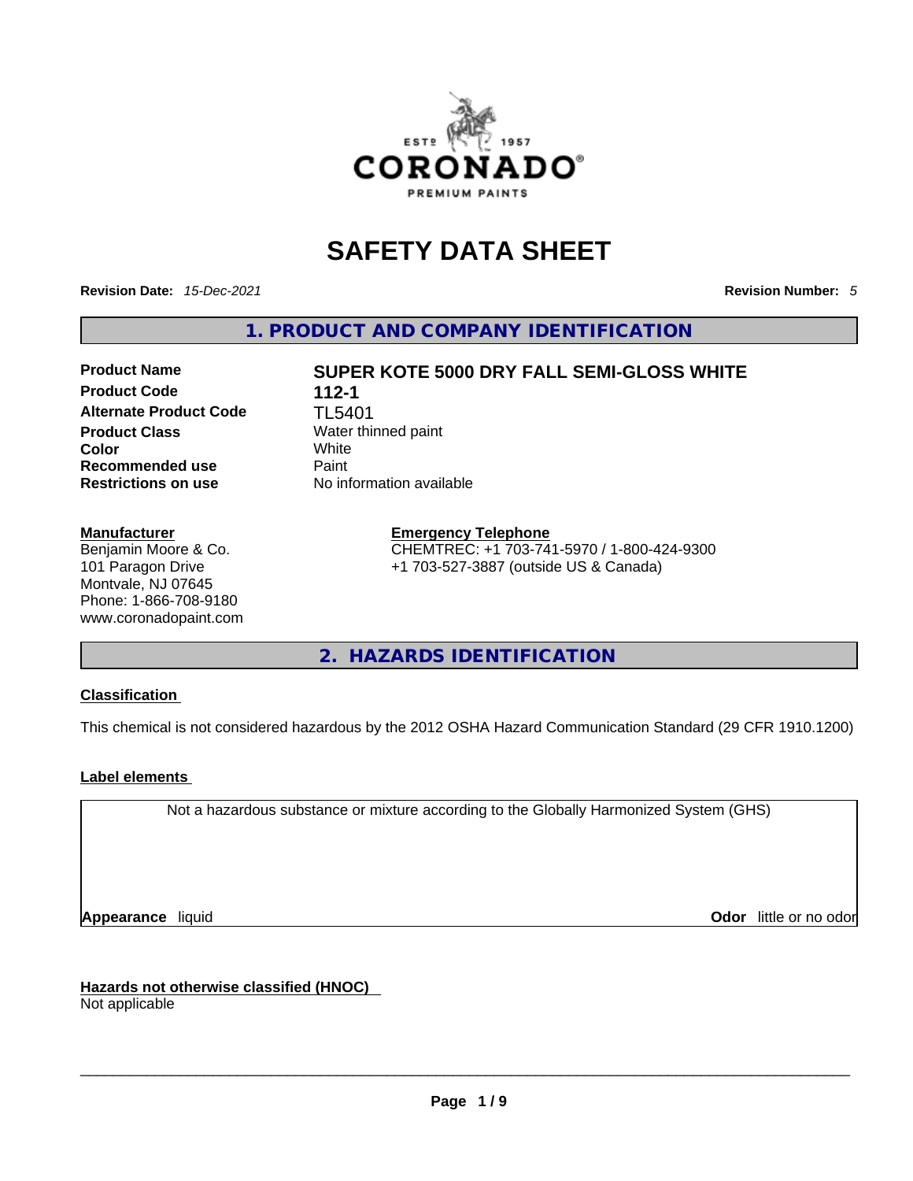# SAFETY DATA SHEET

**Revision Date:** *15-Dec-2021* **Revision Number:** *5*

## 1. PRODUCT AND COMPANY IDENTIFICATION

| | |
|---|---|
| **Product Name** | **SUPER KOTE 5000 DRY FALL SEMI-GLOSS WHITE** |
| **Product Code** | **112-1** |
| **Alternate Product Code** | TL5401 |
| **Product Class** | Water thinned paint |
| **Color** | White |
| **Recommended use** | Paint |
| **Restrictions on use** | No information available |

**Manufacturer**
Benjamin Moore & Co.
101 Paragon Drive
Montvale, NJ 07645
Phone: 1-866-708-9180
www.coronadopaint.com

**Emergency Telephone**
CHEMTREC: +1 703-741-5970 / 1-800-424-9300
+1 703-527-3887 (outside US & Canada)

## 2. HAZARDS IDENTIFICATION

**Classification**

This chemical is not considered hazardous by the 2012 OSHA Hazard Communication Standard (29 CFR 1910.1200)

**Label elements**

Not a hazardous substance or mixture according to the Globally Harmonized System (GHS)

**Appearance** liquid **Odor** little or no odor

**Hazards not otherwise classified (HNOC)**
Not applicable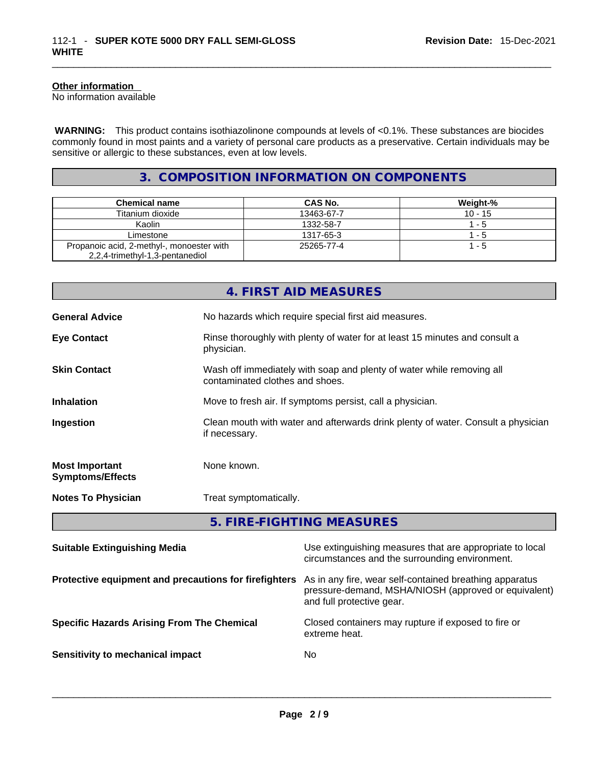#### Other information

No information available

**WARNING:** This product contains isothiazolinone compounds at levels of <0.1%. These substances are biocides commonly found in most paints and a variety of personal care products as a preservative. Certain individuals may be sensitive or allergic to these substances, even at low levels.

## 3. COMPOSITION INFORMATION ON COMPONENTS

| Chemical name | CAS No. | Weight-% |
| --- | --- | --- |
| Titanium dioxide | 13463-67-7 | 10 - 15 |
| Kaolin | 1332-58-7 | 1 - 5 |
| Limestone | 1317-65-3 | 1 - 5 |
| Propanoic acid, 2-methyl-, monoester with 2,2,4-trimethyl-1,3-pentanediol | 25265-77-4 | 1 - 5 |

## 4. FIRST AID MEASURES

**General Advice**
No hazards which require special first aid measures.

**Eye Contact**
Rinse thoroughly with plenty of water for at least 15 minutes and consult a physician.

**Skin Contact**
Wash off immediately with soap and plenty of water while removing all contaminated clothes and shoes.

**Inhalation**
Move to fresh air. If symptoms persist, call a physician.

**Ingestion**
Clean mouth with water and afterwards drink plenty of water. Consult a physician if necessary.

**Most Important Symptoms/Effects**
None known.

**Notes To Physician**
Treat symptomatically.

## 5. FIRE-FIGHTING MEASURES

**Suitable Extinguishing Media**
Use extinguishing measures that are appropriate to local circumstances and the surrounding environment.

**Protective equipment and precautions for firefighters**
As in any fire, wear self-contained breathing apparatus pressure-demand, MSHA/NIOSH (approved or equivalent) and full protective gear.

**Specific Hazards Arising From The Chemical**
Closed containers may rupture if exposed to fire or extreme heat.

**Sensitivity to mechanical impact**
No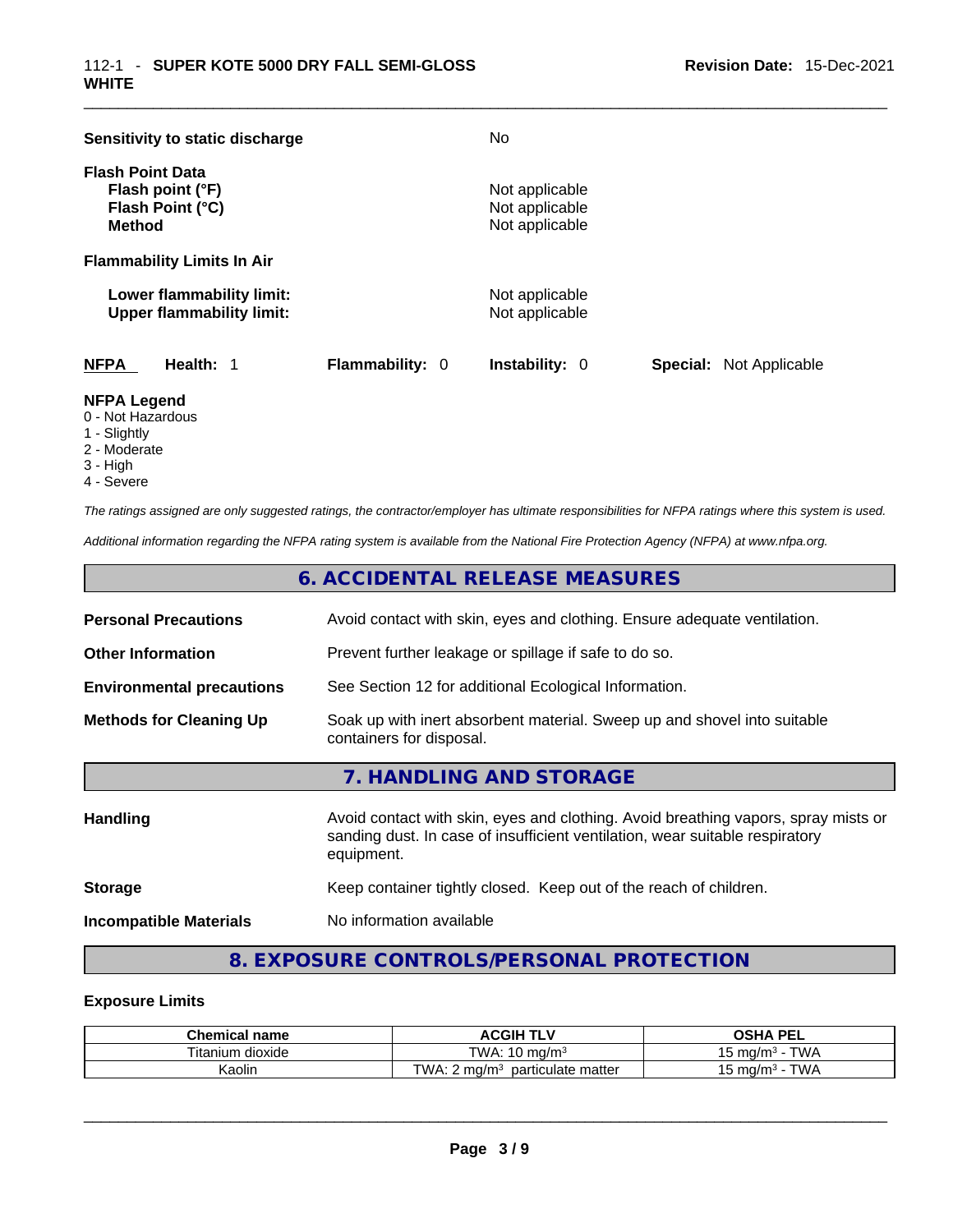**Sensitivity to static discharge** No

**Flash Point Data**
**Flash point (°F)** Not applicable
**Flash Point (°C)** Not applicable
**Method** Not applicable

**Flammability Limits In Air**

**Lower flammability limit:** Not applicable
**Upper flammability limit:** Not applicable

**NFPA** **Health:** 1 **Flammability:** 0 **Instability:** 0 **Special:** Not Applicable

**NFPA Legend**
0 - Not Hazardous
1 - Slightly
2 - Moderate
3 - High
4 - Severe

*The ratings assigned are only suggested ratings, the contractor/employer has ultimate responsibilities for NFPA ratings where this system is used.*

*Additional information regarding the NFPA rating system is available from the National Fire Protection Agency (NFPA) at www.nfpa.org.*

## 6. ACCIDENTAL RELEASE MEASURES

**Personal Precautions** Avoid contact with skin, eyes and clothing. Ensure adequate ventilation.

**Other Information** Prevent further leakage or spillage if safe to do so.

**Environmental precautions** See Section 12 for additional Ecological Information.

**Methods for Cleaning Up** Soak up with inert absorbent material. Sweep up and shovel into suitable containers for disposal.

## 7. HANDLING AND STORAGE

**Handling** Avoid contact with skin, eyes and clothing. Avoid breathing vapors, spray mists or sanding dust. In case of insufficient ventilation, wear suitable respiratory equipment.

**Storage** Keep container tightly closed. Keep out of the reach of children.

**Incompatible Materials** No information available

## 8. EXPOSURE CONTROLS/PERSONAL PROTECTION

**Exposure Limits**

| Chemical name | ACGIH TLV | OSHA PEL |
|---|---|---|
| Titanium dioxide | TWA: 10 mg/m³ | 15 mg/m³ - TWA |
| Kaolin | TWA: 2 mg/m³ particulate matter | 15 mg/m³ - TWA |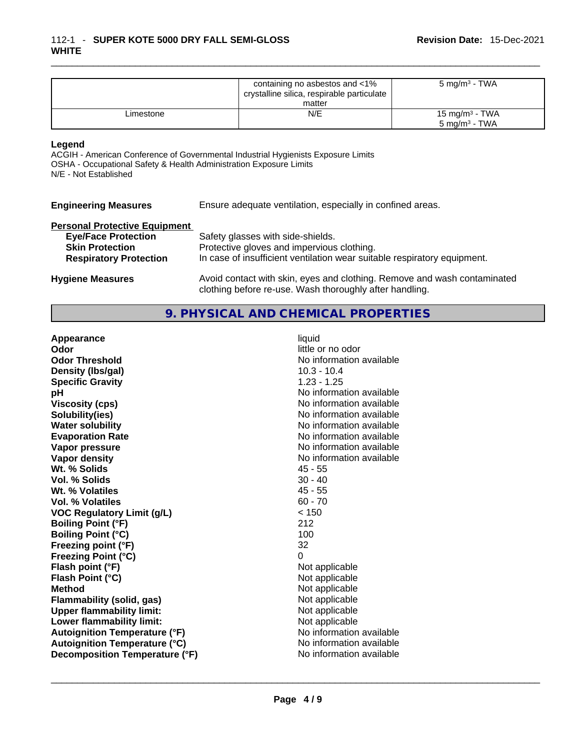|  | containing no asbestos and <1% crystalline silica, respirable particulate matter | 5 mg/m³ - TWA |
|---|---|---|
| Limestone | N/E | 15 mg/m³ - TWA<br>5 mg/m³ - TWA |

**Legend**
ACGIH - American Conference of Governmental Industrial Hygienists Exposure Limits
OSHA - Occupational Safety & Health Administration Exposure Limits
N/E - Not Established

**Engineering Measures** Ensure adequate ventilation, especially in confined areas.

**Personal Protective Equipment**

**Eye/Face Protection** Safety glasses with side-shields.
**Skin Protection** Protective gloves and impervious clothing.
**Respiratory Protection** In case of insufficient ventilation wear suitable respiratory equipment.

**Hygiene Measures** Avoid contact with skin, eyes and clothing. Remove and wash contaminated clothing before re-use. Wash thoroughly after handling.

## 9. PHYSICAL AND CHEMICAL PROPERTIES

| | |
|---|---|
| **Appearance** | liquid |
| **Odor** | little or no odor |
| **Odor Threshold** | No information available |
| **Density (lbs/gal)** | 10.3 - 10.4 |
| **Specific Gravity** | 1.23 - 1.25 |
| **pH** | No information available |
| **Viscosity (cps)** | No information available |
| **Solubility(ies)** | No information available |
| **Water solubility** | No information available |
| **Evaporation Rate** | No information available |
| **Vapor pressure** | No information available |
| **Vapor density** | No information available |
| **Wt. % Solids** | 45 - 55 |
| **Vol. % Solids** | 30 - 40 |
| **Wt. % Volatiles** | 45 - 55 |
| **Vol. % Volatiles** | 60 - 70 |
| **VOC Regulatory Limit (g/L)** | < 150 |
| **Boiling Point (°F)** | 212 |
| **Boiling Point (°C)** | 100 |
| **Freezing point (°F)** | 32 |
| **Freezing Point (°C)** | 0 |
| **Flash point (°F)** | Not applicable |
| **Flash Point (°C)** | Not applicable |
| **Method** | Not applicable |
| **Flammability (solid, gas)** | Not applicable |
| **Upper flammability limit:** | Not applicable |
| **Lower flammability limit:** | Not applicable |
| **Autoignition Temperature (°F)** | No information available |
| **Autoignition Temperature (°C)** | No information available |
| **Decomposition Temperature (°F)** | No information available |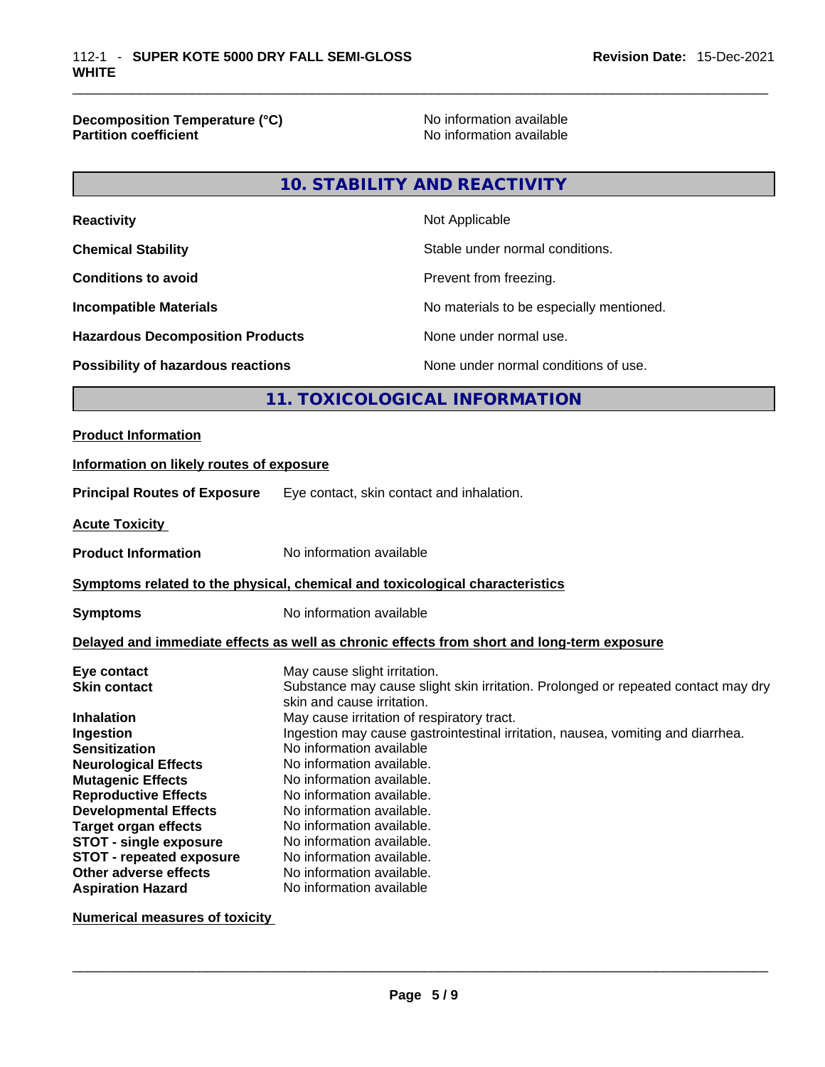| | |
|---|---|
| **Decomposition Temperature (°C)** | No information available |
| **Partition coefficient** | No information available |

## 10. STABILITY AND REACTIVITY

| | |
|---|---|
| **Reactivity** | Not Applicable |
| **Chemical Stability** | Stable under normal conditions. |
| **Conditions to avoid** | Prevent from freezing. |
| **Incompatible Materials** | No materials to be especially mentioned. |
| **Hazardous Decomposition Products** | None under normal use. |
| **Possibility of hazardous reactions** | None under normal conditions of use. |

## 11. TOXICOLOGICAL INFORMATION

**Product Information**

**Information on likely routes of exposure**

**Principal Routes of Exposure** Eye contact, skin contact and inhalation.

**Acute Toxicity**

**Product Information** No information available

**Symptoms related to the physical, chemical and toxicological characteristics**

**Symptoms** No information available

**Delayed and immediate effects as well as chronic effects from short and long-term exposure**

| | |
|---|---|
| **Eye contact** | May cause slight irritation. |
| **Skin contact** | Substance may cause slight skin irritation. Prolonged or repeated contact may dry skin and cause irritation. |
| **Inhalation** | May cause irritation of respiratory tract. |
| **Ingestion** | Ingestion may cause gastrointestinal irritation, nausea, vomiting and diarrhea. |
| **Sensitization** | No information available |
| **Neurological Effects** | No information available. |
| **Mutagenic Effects** | No information available. |
| **Reproductive Effects** | No information available. |
| **Developmental Effects** | No information available. |
| **Target organ effects** | No information available. |
| **STOT - single exposure** | No information available. |
| **STOT - repeated exposure** | No information available. |
| **Other adverse effects** | No information available. |
| **Aspiration Hazard** | No information available |

**Numerical measures of toxicity**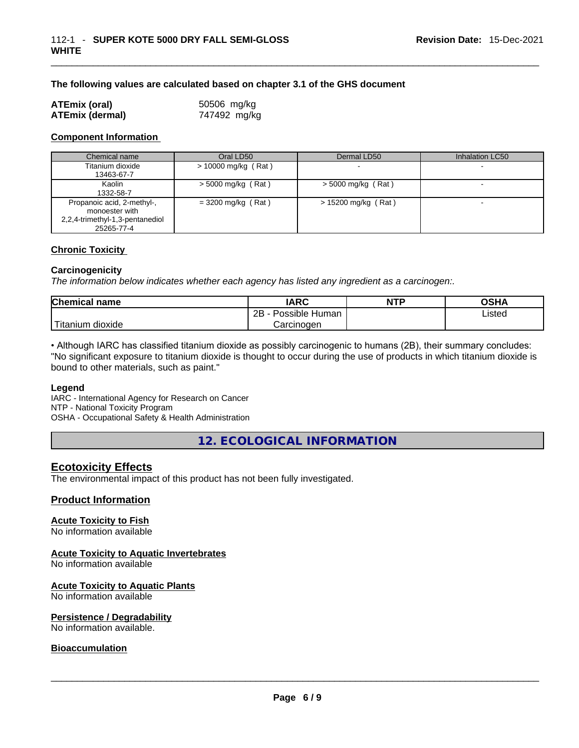**The following values are calculated based on chapter 3.1 of the GHS document**

| | |
|---|---|
| **ATEmix (oral)** | 50506 mg/kg |
| **ATEmix (dermal)** | 747492 mg/kg |

**Component Information**

| Chemical name | Oral LD50 | Dermal LD50 | Inhalation LC50 |
|---|---|---|---|
| Titanium dioxide<br>13463-67-7 | > 10000 mg/kg ( Rat ) | - | - |
| Kaolin<br>1332-58-7 | > 5000 mg/kg ( Rat ) | > 5000 mg/kg ( Rat ) | - |
| Propanoic acid, 2-methyl-, monoester with 2,2,4-trimethyl-1,3-pentanediol<br>25265-77-4 | = 3200 mg/kg ( Rat ) | > 15200 mg/kg ( Rat ) | - |

**Chronic Toxicity**

**Carcinogenicity**

*The information below indicates whether each agency has listed any ingredient as a carcinogen:.*

| Chemical name | IARC | NTP | OSHA |
|---|---|---|---|
| Titanium dioxide | 2B - Possible Human Carcinogen | | Listed |

• Although IARC has classified titanium dioxide as possibly carcinogenic to humans (2B), their summary concludes: "No significant exposure to titanium dioxide is thought to occur during the use of products in which titanium dioxide is bound to other materials, such as paint."

**Legend**

IARC - International Agency for Research on Cancer
NTP - National Toxicity Program
OSHA - Occupational Safety & Health Administration

## 12. ECOLOGICAL INFORMATION

### Ecotoxicity Effects

The environmental impact of this product has not been fully investigated.

### Product Information

**Acute Toxicity to Fish**

No information available

**Acute Toxicity to Aquatic Invertebrates**

No information available

**Acute Toxicity to Aquatic Plants**

No information available

**Persistence / Degradability**

No information available.

**Bioaccumulation**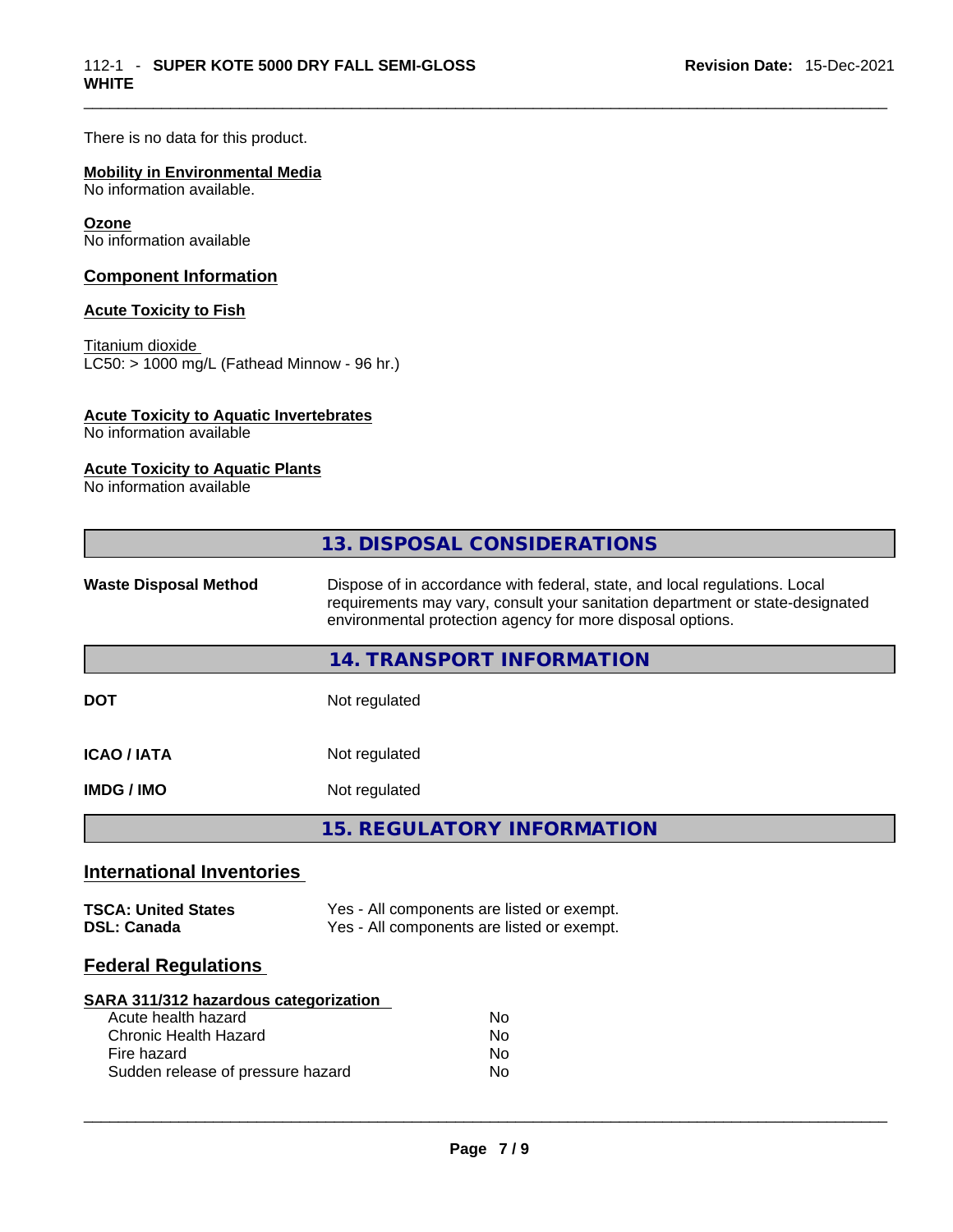There is no data for this product.

**Mobility in Environmental Media**
No information available.

**Ozone**
No information available

## Component Information

**Acute Toxicity to Fish**

Titanium dioxide
LC50: > 1000 mg/L (Fathead Minnow - 96 hr.)

**Acute Toxicity to Aquatic Invertebrates**
No information available

**Acute Toxicity to Aquatic Plants**
No information available

## 13. DISPOSAL CONSIDERATIONS

| | |
|---|---|
| **Waste Disposal Method** | Dispose of in accordance with federal, state, and local regulations. Local requirements may vary, consult your sanitation department or state-designated environmental protection agency for more disposal options. |

## 14. TRANSPORT INFORMATION

| | |
|---|---|
| **DOT** | Not regulated |
| **ICAO / IATA** | Not regulated |
| **IMDG / IMO** | Not regulated |

## 15. REGULATORY INFORMATION

### International Inventories

| | |
|---|---|
| **TSCA: United States** | Yes - All components are listed or exempt. |
| **DSL: Canada** | Yes - All components are listed or exempt. |

### Federal Regulations

**SARA 311/312 hazardous categorization**

| | |
|---|---|
| Acute health hazard | No |
| Chronic Health Hazard | No |
| Fire hazard | No |
| Sudden release of pressure hazard | No |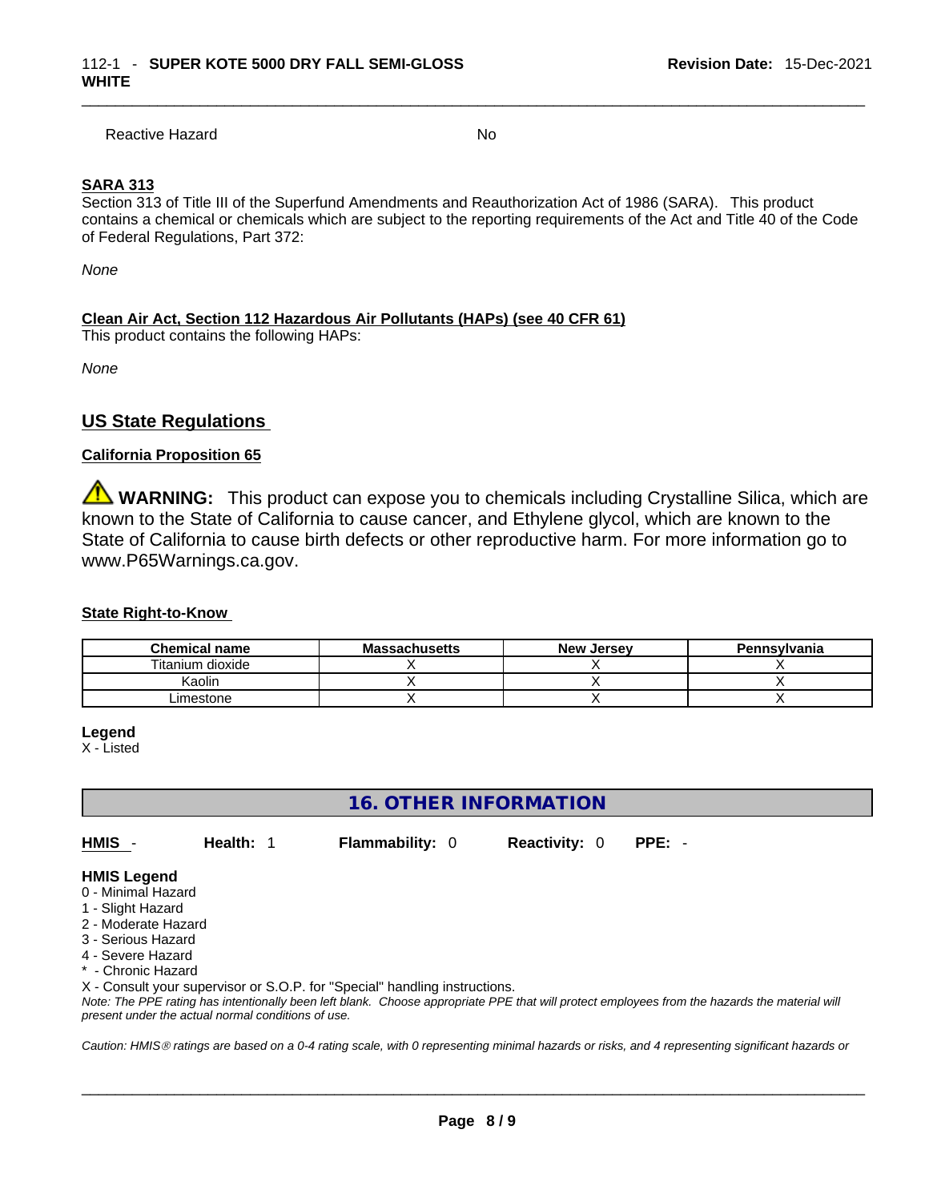Reactive Hazard No

**SARA 313**

Section 313 of Title III of the Superfund Amendments and Reauthorization Act of 1986 (SARA). This product contains a chemical or chemicals which are subject to the reporting requirements of the Act and Title 40 of the Code of Federal Regulations, Part 372:

*None*

**Clean Air Act, Section 112 Hazardous Air Pollutants (HAPs) (see 40 CFR 61)**

This product contains the following HAPs:

*None*

## US State Regulations

**California Proposition 65**

⚠ **WARNING:** This product can expose you to chemicals including Crystalline Silica, which are known to the State of California to cause cancer, and Ethylene glycol, which are known to the State of California to cause birth defects or other reproductive harm. For more information go to www.P65Warnings.ca.gov.

**State Right-to-Know**

| Chemical name | Massachusetts | New Jersey | Pennsylvania |
| --- | --- | --- | --- |
| Titanium dioxide | X | X | X |
| Kaolin | X | X | X |
| Limestone | X | X | X |

**Legend**

X - Listed

## 16. OTHER INFORMATION

**HMIS** - **Health:** 1 **Flammability:** 0 **Reactivity:** 0 **PPE:** -

**HMIS Legend**

0 - Minimal Hazard
1 - Slight Hazard
2 - Moderate Hazard
3 - Serious Hazard
4 - Severe Hazard
* - Chronic Hazard
X - Consult your supervisor or S.O.P. for "Special" handling instructions.

*Note: The PPE rating has intentionally been left blank. Choose appropriate PPE that will protect employees from the hazards the material will present under the actual normal conditions of use.*

*Caution: HMIS® ratings are based on a 0-4 rating scale, with 0 representing minimal hazards or risks, and 4 representing significant hazards or*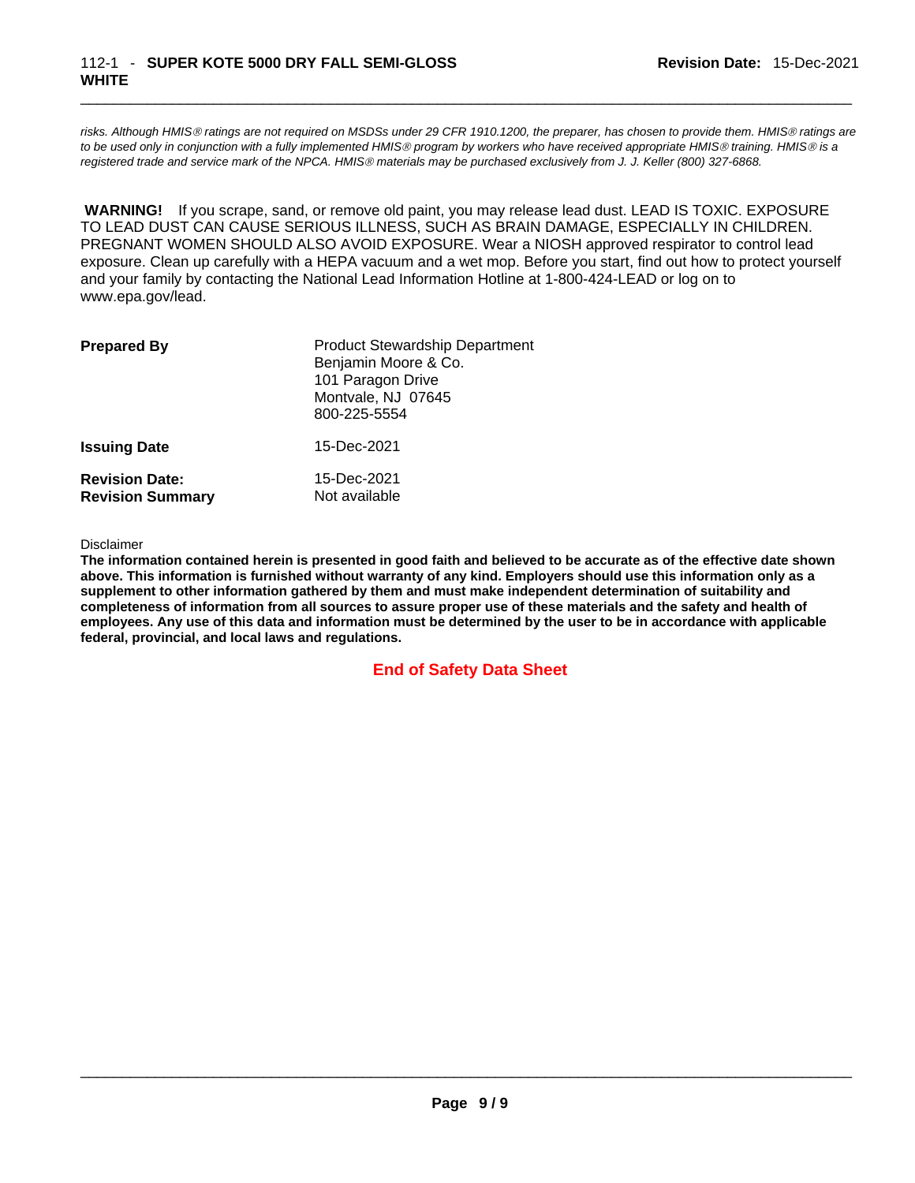*risks. Although HMIS® ratings are not required on MSDSs under 29 CFR 1910.1200, the preparer, has chosen to provide them. HMIS® ratings are to be used only in conjunction with a fully implemented HMIS® program by workers who have received appropriate HMIS® training. HMIS® is a registered trade and service mark of the NPCA. HMIS® materials may be purchased exclusively from J. J. Keller (800) 327-6868.*

**WARNING!** If you scrape, sand, or remove old paint, you may release lead dust. LEAD IS TOXIC. EXPOSURE TO LEAD DUST CAN CAUSE SERIOUS ILLNESS, SUCH AS BRAIN DAMAGE, ESPECIALLY IN CHILDREN. PREGNANT WOMEN SHOULD ALSO AVOID EXPOSURE. Wear a NIOSH approved respirator to control lead exposure. Clean up carefully with a HEPA vacuum and a wet mop. Before you start, find out how to protect yourself and your family by contacting the National Lead Information Hotline at 1-800-424-LEAD or log on to www.epa.gov/lead.

| | |
|---|---|
| **Prepared By** | Product Stewardship Department<br>Benjamin Moore & Co.<br>101 Paragon Drive<br>Montvale, NJ 07645<br>800-225-5554 |
| **Issuing Date** | 15-Dec-2021 |
| **Revision Date:** | 15-Dec-2021 |
| **Revision Summary** | Not available |

Disclaimer

**The information contained herein is presented in good faith and believed to be accurate as of the effective date shown above. This information is furnished without warranty of any kind. Employers should use this information only as a supplement to other information gathered by them and must make independent determination of suitability and completeness of information from all sources to assure proper use of these materials and the safety and health of employees. Any use of this data and information must be determined by the user to be in accordance with applicable federal, provincial, and local laws and regulations.**

**End of Safety Data Sheet**